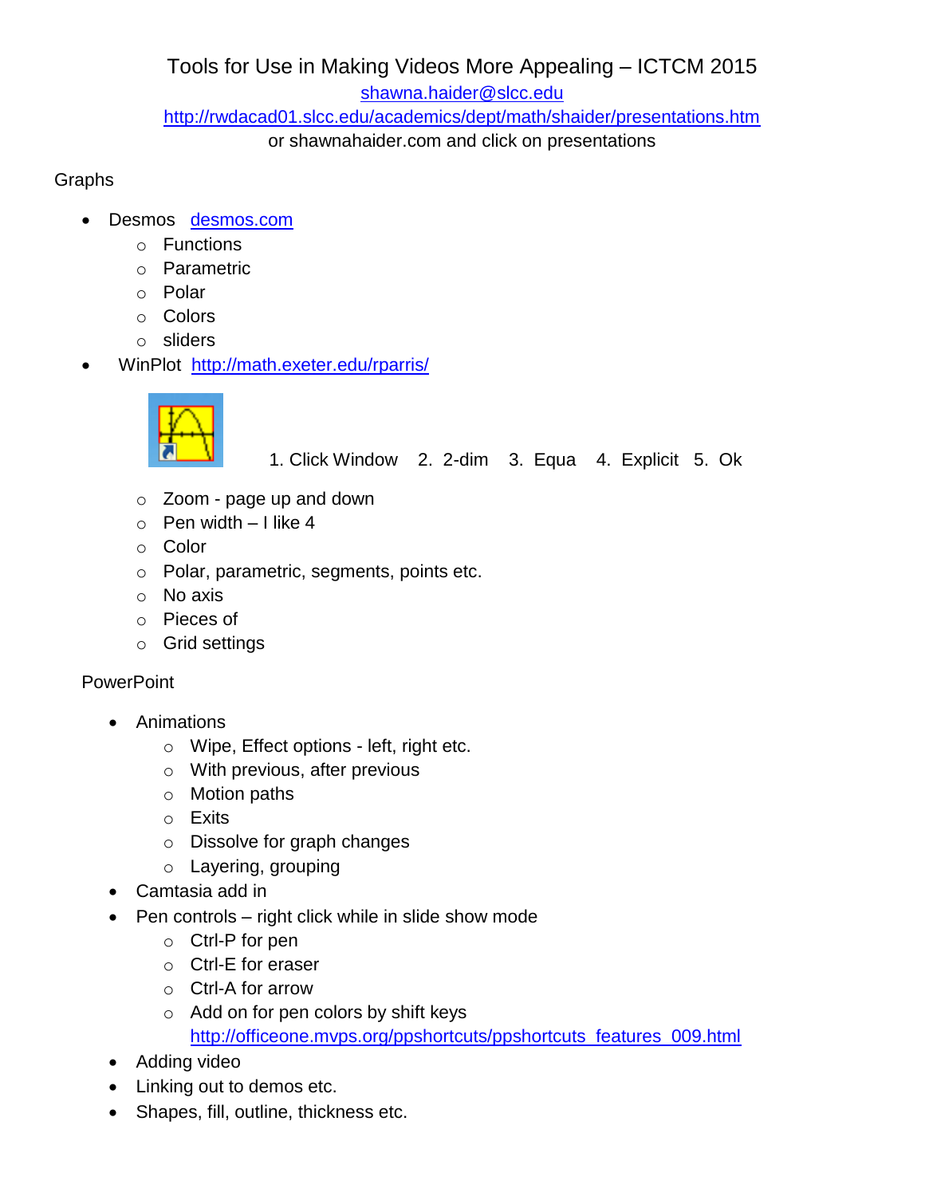# Tools for Use in Making Videos More Appealing – ICTCM 2015

shawna.haider@slcc.edu

http://rwdacad01.slcc.edu/academics/dept/math/shaider/presentations.htm

or shawnahaider.com and click on presentations

## Graphs

- Desmos desmos.com
  - Functions
  - Parametric
  - Polar
  - Colors
  - sliders
- WinPlot http://math.exeter.edu/rparris/

  1. Click Window 2. 2-dim 3. Equa 4. Explicit 5. Ok

  - Zoom - page up and down
  - Pen width – I like 4
  - Color
  - Polar, parametric, segments, points etc.
  - No axis
  - Pieces of
  - Grid settings

## PowerPoint

- Animations
  - Wipe, Effect options - left, right etc.
  - With previous, after previous
  - Motion paths
  - Exits
  - Dissolve for graph changes
  - Layering, grouping
- Camtasia add in
- Pen controls – right click while in slide show mode
  - Ctrl-P for pen
  - Ctrl-E for eraser
  - Ctrl-A for arrow
  - Add on for pen colors by shift keys http://officeone.mvps.org/ppshortcuts/ppshortcuts_features_009.html
- Adding video
- Linking out to demos etc.
- Shapes, fill, outline, thickness etc.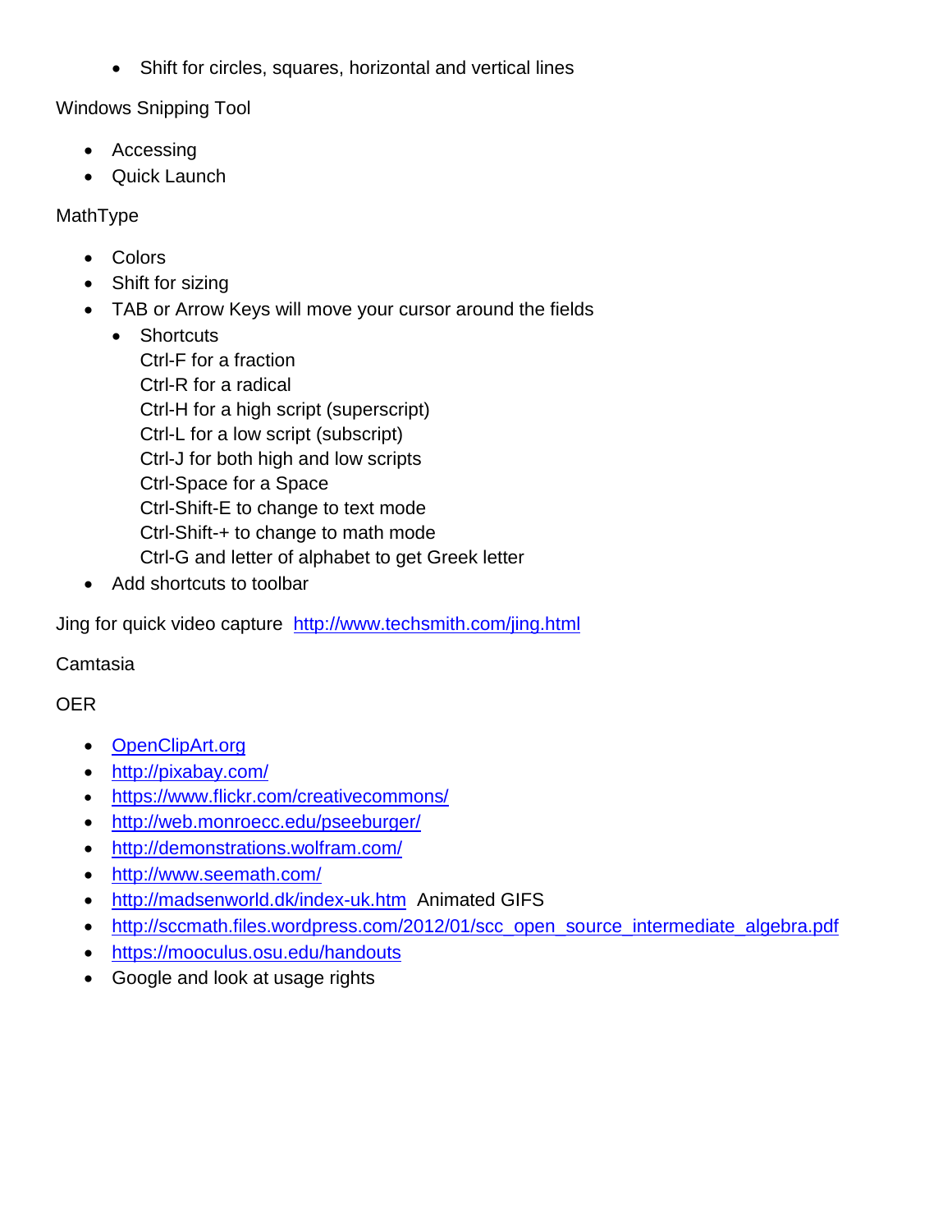- Shift for circles, squares, horizontal and vertical lines

Windows Snipping Tool

- Accessing
- Quick Launch

MathType

- Colors
- Shift for sizing
- TAB or Arrow Keys will move your cursor around the fields
  - Shortcuts
    Ctrl-F for a fraction
    Ctrl-R for a radical
    Ctrl-H for a high script (superscript)
    Ctrl-L for a low script (subscript)
    Ctrl-J for both high and low scripts
    Ctrl-Space for a Space
    Ctrl-Shift-E to change to text mode
    Ctrl-Shift-+ to change to math mode
    Ctrl-G and letter of alphabet to get Greek letter
- Add shortcuts to toolbar

Jing for quick video capture http://www.techsmith.com/jing.html

Camtasia

OER

- OpenClipArt.org
- http://pixabay.com/
- https://www.flickr.com/creativecommons/
- http://web.monroecc.edu/pseeburger/
- http://demonstrations.wolfram.com/
- http://www.seemath.com/
- http://madsenworld.dk/index-uk.htm Animated GIFS
- http://sccmath.files.wordpress.com/2012/01/scc_open_source_intermediate_algebra.pdf
- https://mooculus.osu.edu/handouts
- Google and look at usage rights